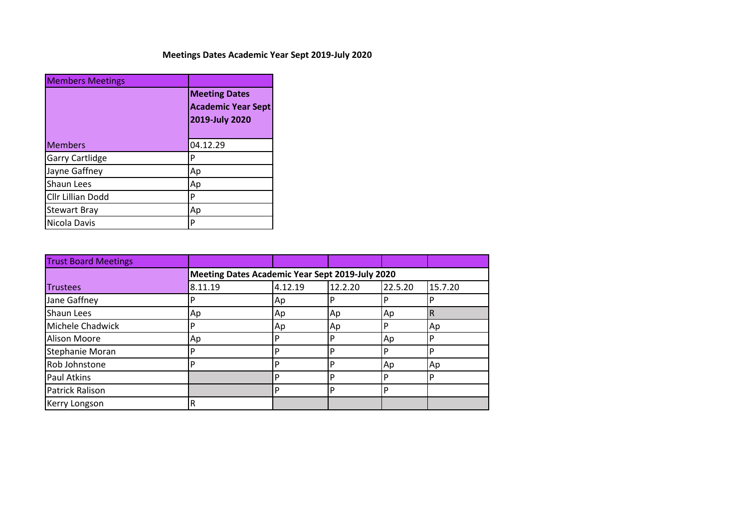**Meetings Dates Academic Year Sept 2019-July 2020**

| Members Meetings | |
|---|---|
| | **Meeting Dates Academic Year Sept 2019-July 2020** |
| Members | 04.12.29 |
| Garry Cartlidge | P |
| Jayne Gaffney | Ap |
| Shaun Lees | Ap |
| Cllr Lillian Dodd | P |
| Stewart Bray | Ap |
| Nicola Davis | P |

| Trust Board Meetings | | | | | |
|---|---|---|---|---|---|
| | **Meeting Dates Academic Year Sept 2019-July 2020** | | | | |
| Trustees | 8.11.19 | 4.12.19 | 12.2.20 | 22.5.20 | 15.7.20 |
| Jane Gaffney | P | Ap | P | P | P |
| Shaun Lees | Ap | Ap | Ap | Ap | R |
| Michele Chadwick | P | Ap | Ap | P | Ap |
| Alison Moore | Ap | P | P | Ap | P |
| Stephanie Moran | P | P | P | P | P |
| Rob Johnstone | P | P | P | Ap | Ap |
| Paul Atkins | | P | P | P | P |
| Patrick Ralison | | P | P | P | |
| Kerry Longson | R | | | | |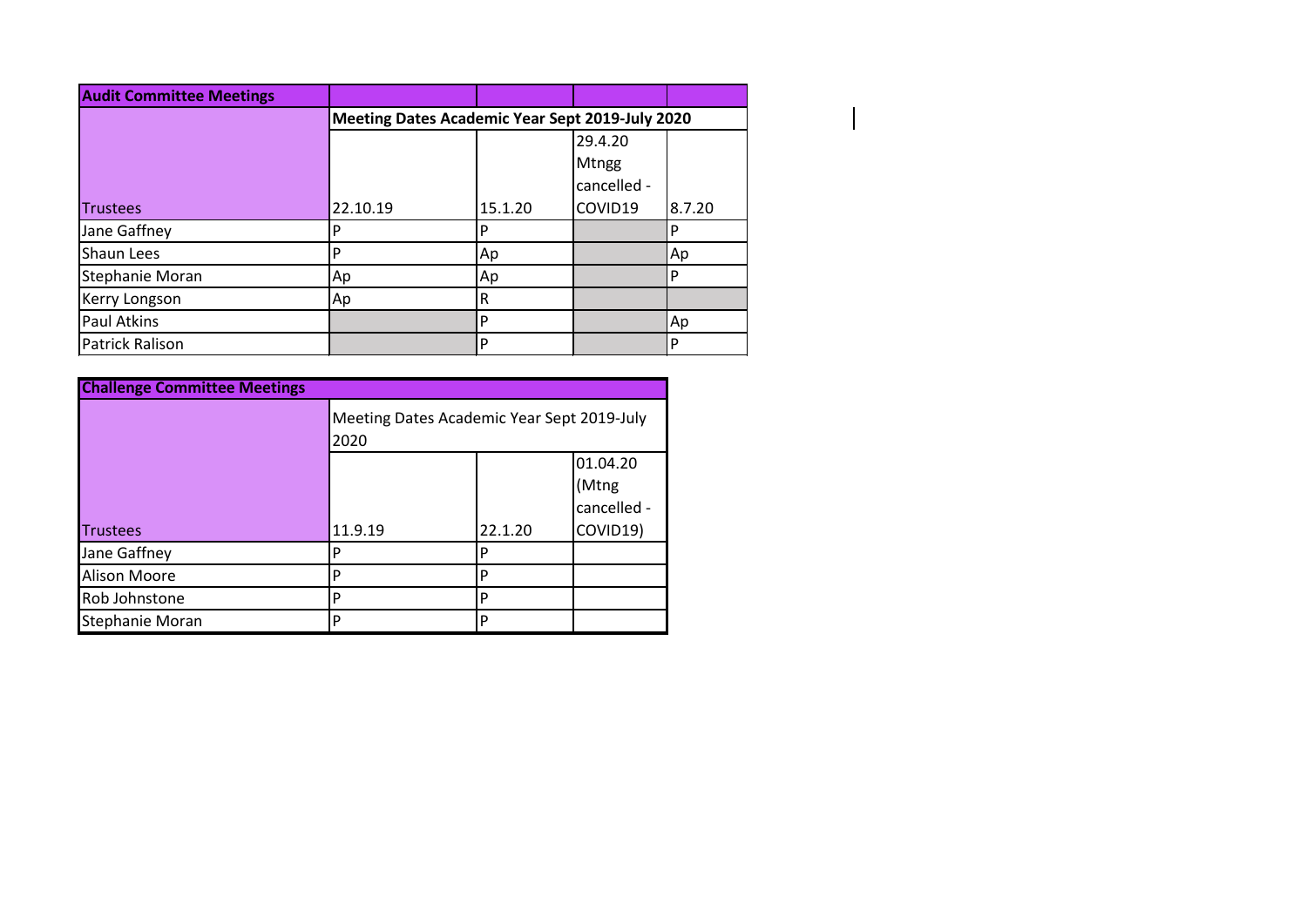| Audit Committee Meetings | | | | |
|---|---|---|---|---|
| | **Meeting Dates Academic Year Sept 2019-July 2020** | | | |
| Trustees | 22.10.19 | 15.1.20 | 29.4.20 Mtngg cancelled - COVID19 | 8.7.20 |
| Jane Gaffney | P | P | | P |
| Shaun Lees | P | Ap | | Ap |
| Stephanie Moran | Ap | Ap | | P |
| Kerry Longson | Ap | R | | |
| Paul Atkins | | P | | Ap |
| Patrick Ralison | | P | | P |

| Challenge Committee Meetings | | | |
|---|---|---|---|
| | Meeting Dates Academic Year Sept 2019-July 2020 | | |
| Trustees | 11.9.19 | 22.1.20 | 01.04.20 (Mtng cancelled - COVID19) |
| Jane Gaffney | P | P | |
| Alison Moore | P | P | |
| Rob Johnstone | P | P | |
| Stephanie Moran | P | P | |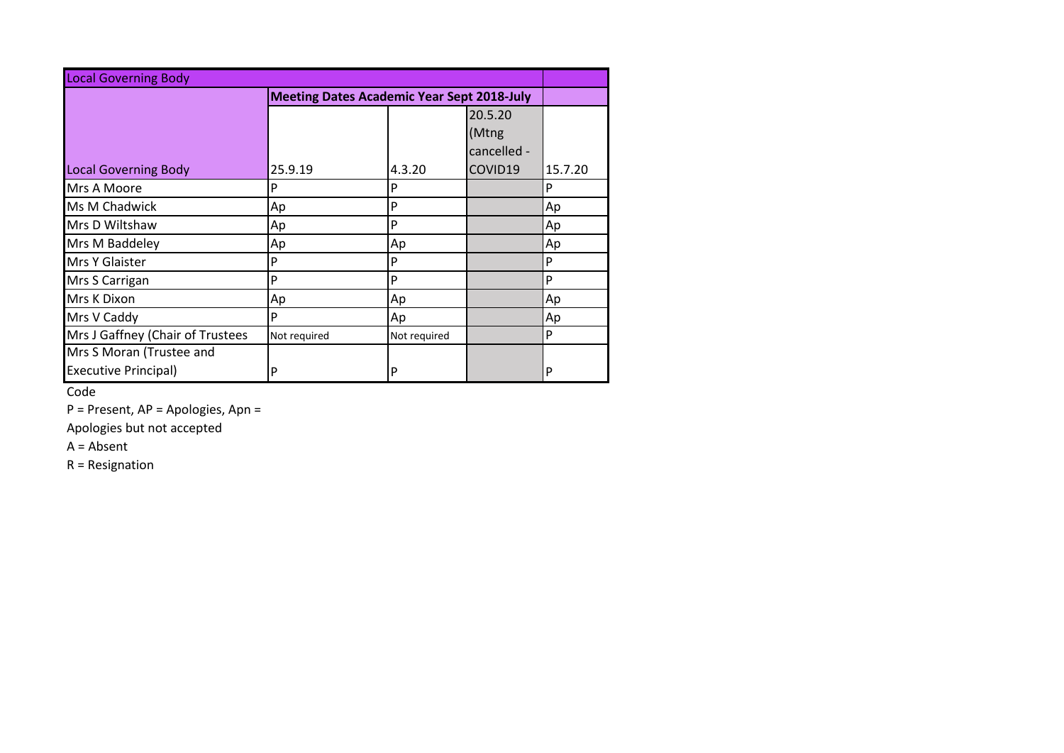| Local Governing Body | | | | |
| --- | --- | --- | --- | --- |
| | Meeting Dates Academic Year Sept 2018-July | | | |
| Local Governing Body | 25.9.19 | 4.3.20 | 20.5.20 (Mtng cancelled - COVID19 | 15.7.20 |
| Mrs A Moore | P | P | | P |
| Ms M Chadwick | Ap | P | | Ap |
| Mrs D Wiltshaw | Ap | P | | Ap |
| Mrs M Baddeley | Ap | Ap | | Ap |
| Mrs Y Glaister | P | P | | P |
| Mrs S Carrigan | P | P | | P |
| Mrs K Dixon | Ap | Ap | | Ap |
| Mrs V Caddy | P | Ap | | Ap |
| Mrs J Gaffney (Chair of Trustees | Not required | Not required | | P |
| Mrs S Moran (Trustee and Executive Principal) | P | P | | P |

Code

P = Present, AP = Apologies, Apn = Apologies but not accepted

A = Absent

R = Resignation